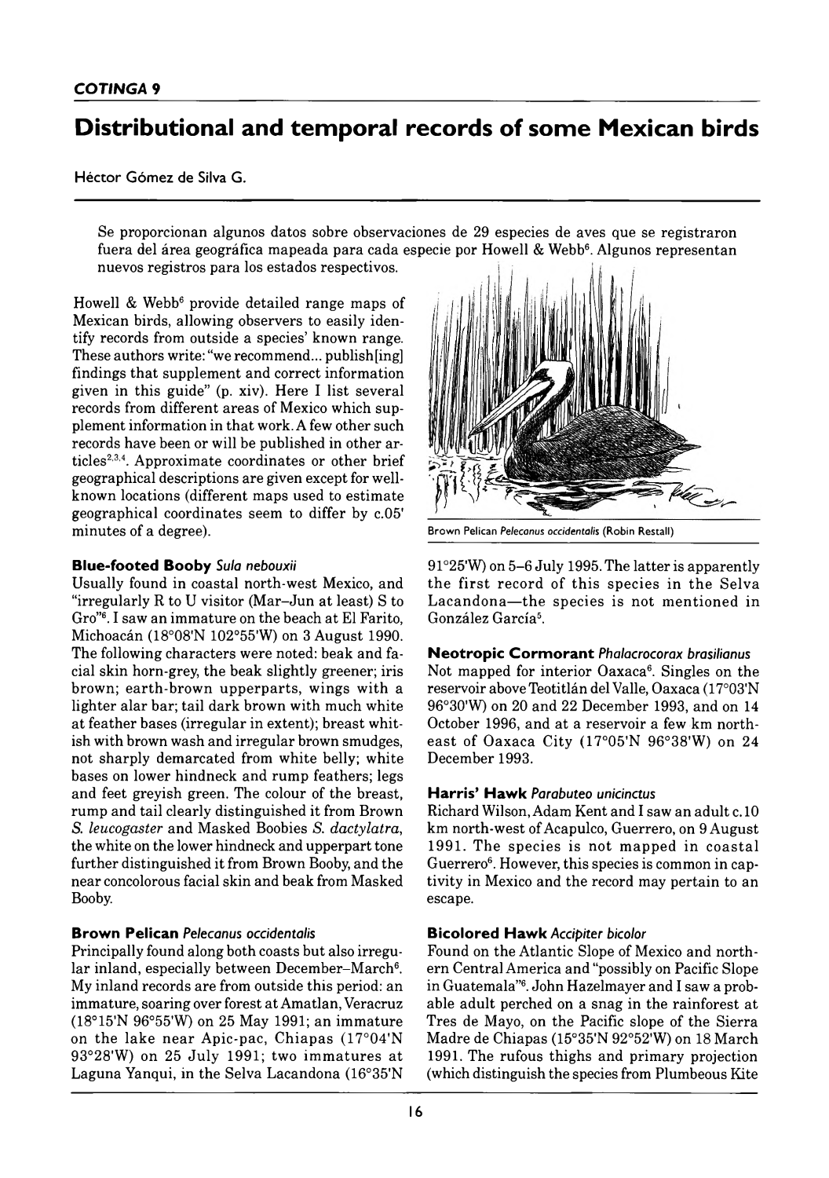# Distributional and temporal records of some Mexican birds

Héctor Gómez de Silva G.

Se proporcionan algunos datos sobre observaciones de 29 especies de aves que se registraron fuera del área geográfica mapeada para cada especie por Howell & Webb[6]. Algunos representan nuevos registros para los estados respectivos.

Howell & Webb[6] provide detailed range maps of Mexican birds, allowing observers to easily identify records from outside a species' known range. These authors write: "we recommend... publish[ing] findings that supplement and correct information given in this guide" (p. xiv). Here I list several records from different areas of Mexico which supplement information in that work. A few other such records have been or will be published in other articles[2,3,4]. Approximate coordinates or other brief geographical descriptions are given except for well-known locations (different maps used to estimate geographical coordinates seem to differ by c.05' minutes of a degree).

Brown Pelican *Pelecanus occidentalis* (Robin Restall)

### Blue-footed Booby *Sula nebouxii*

Usually found in coastal north-west Mexico, and "irregularly R to U visitor (Mar–Jun at least) S to Gro"[6]. I saw an immature on the beach at El Farito, Michoacán (18°08'N 102°55'W) on 3 August 1990. The following characters were noted: beak and facial skin horn-grey, the beak slightly greener; iris brown; earth-brown upperparts, wings with a lighter alar bar; tail dark brown with much white at feather bases (irregular in extent); breast whitish with brown wash and irregular brown smudges, not sharply demarcated from white belly; white bases on lower hindneck and rump feathers; legs and feet greyish green. The colour of the breast, rump and tail clearly distinguished it from Brown *S. leucogaster* and Masked Boobies *S. dactylatra*, the white on the lower hindneck and upperpart tone further distinguished it from Brown Booby, and the near concolorous facial skin and beak from Masked Booby.

### Brown Pelican *Pelecanus occidentalis*

Principally found along both coasts but also irregular inland, especially between December–March[6]. My inland records are from outside this period: an immature, soaring over forest at Amatlan, Veracruz (18°15'N 96°55'W) on 25 May 1991; an immature on the lake near Apic-pac, Chiapas (17°04'N 93°28'W) on 25 July 1991; two immatures at Laguna Yanqui, in the Selva Lacandona (16°35'N 91°25'W) on 5–6 July 1995. The latter is apparently the first record of this species in the Selva Lacandona—the species is not mentioned in González García[5].

### Neotropic Cormorant *Phalacrocorax brasilianus*

Not mapped for interior Oaxaca[6]. Singles on the reservoir above Teotitlán del Valle, Oaxaca (17°03'N 96°30'W) on 20 and 22 December 1993, and on 14 October 1996, and at a reservoir a few km northeast of Oaxaca City (17°05'N 96°38'W) on 24 December 1993.

### Harris' Hawk *Parabuteo unicinctus*

Richard Wilson, Adam Kent and I saw an adult c.10 km north-west of Acapulco, Guerrero, on 9 August 1991. The species is not mapped in coastal Guerrero[6]. However, this species is common in captivity in Mexico and the record may pertain to an escape.

### Bicolored Hawk *Accipiter bicolor*

Found on the Atlantic Slope of Mexico and northern Central America and "possibly on Pacific Slope in Guatemala"[6]. John Hazelmayer and I saw a probable adult perched on a snag in the rainforest at Tres de Mayo, on the Pacific slope of the Sierra Madre de Chiapas (15°35'N 92°52'W) on 18 March 1991. The rufous thighs and primary projection (which distinguish the species from Plumbeous Kite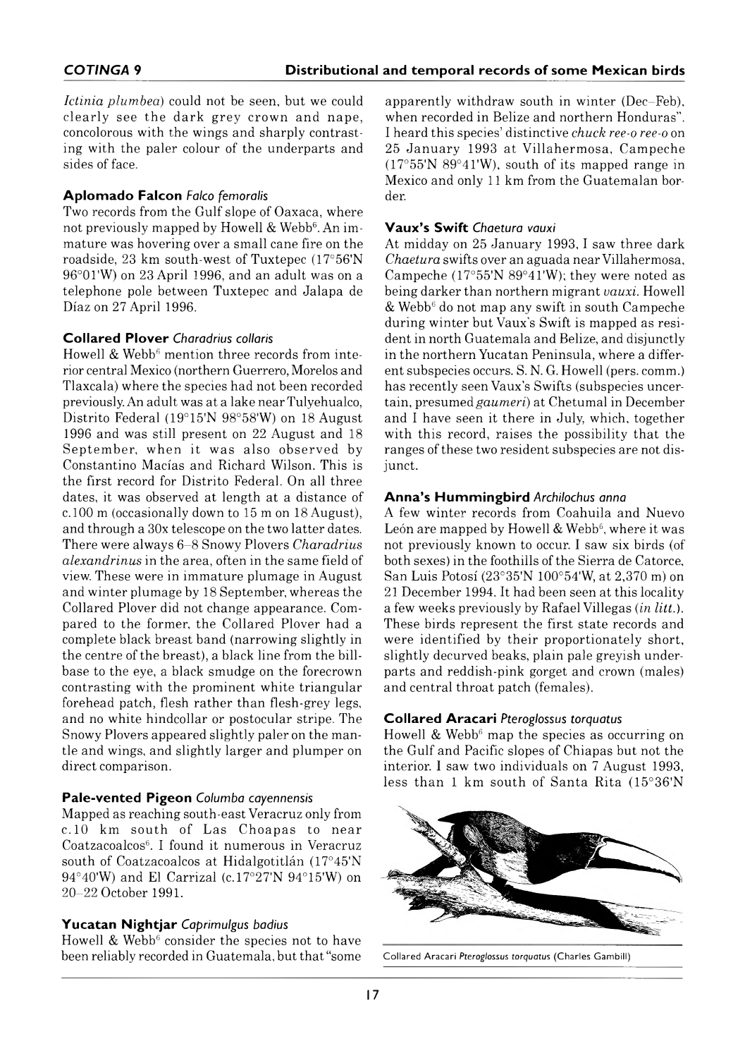*Ictinia plumbea*) could not be seen, but we could clearly see the dark grey crown and nape, concolorous with the wings and sharply contrasting with the paler colour of the underparts and sides of face.

### Aplomado Falcon *Falco femoralis*

Two records from the Gulf slope of Oaxaca, where not previously mapped by Howell & Webb[6]. An immature was hovering over a small cane fire on the roadside, 23 km south-west of Tuxtepec (17°56'N 96°01'W) on 23 April 1996, and an adult was on a telephone pole between Tuxtepec and Jalapa de Díaz on 27 April 1996.

### Collared Plover *Charadrius collaris*

Howell & Webb[6] mention three records from interior central Mexico (northern Guerrero, Morelos and Tlaxcala) where the species had not been recorded previously. An adult was at a lake near Tulyehualco, Distrito Federal (19°15'N 98°58'W) on 18 August 1996 and was still present on 22 August and 18 September, when it was also observed by Constantino Macías and Richard Wilson. This is the first record for Distrito Federal. On all three dates, it was observed at length at a distance of c.100 m (occasionally down to 15 m on 18 August), and through a 30x telescope on the two latter dates. There were always 6–8 Snowy Plovers *Charadrius alexandrinus* in the area, often in the same field of view. These were in immature plumage in August and winter plumage by 18 September, whereas the Collared Plover did not change appearance. Compared to the former, the Collared Plover had a complete black breast band (narrowing slightly in the centre of the breast), a black line from the bill-base to the eye, a black smudge on the forecrown contrasting with the prominent white triangular forehead patch, flesh rather than flesh-grey legs, and no white hindcollar or postocular stripe. The Snowy Plovers appeared slightly paler on the mantle and wings, and slightly larger and plumper on direct comparison.

### Pale-vented Pigeon *Columba cayennensis*

Mapped as reaching south-east Veracruz only from c.10 km south of Las Choapas to near Coatzacoalcos[6]. I found it numerous in Veracruz south of Coatzacoalcos at Hidalgotitlán (17°45'N 94°40'W) and El Carrizal (c.17°27'N 94°15'W) on 20–22 October 1991.

### Yucatan Nightjar *Caprimulgus badius*

Howell & Webb[6] consider the species not to have been reliably recorded in Guatemala, but that "some apparently withdraw south in winter (Dec–Feb), when recorded in Belize and northern Honduras". I heard this species' distinctive *chuck ree-o ree-o* on 25 January 1993 at Villahermosa, Campeche (17°55'N 89°41'W), south of its mapped range in Mexico and only 11 km from the Guatemalan border.

### Vaux's Swift *Chaetura vauxi*

At midday on 25 January 1993, I saw three dark *Chaetura* swifts over an aguada near Villahermosa, Campeche (17°55'N 89°41'W); they were noted as being darker than northern migrant *vauxi*. Howell & Webb[6] do not map any swift in south Campeche during winter but Vaux's Swift is mapped as resident in north Guatemala and Belize, and disjunctly in the northern Yucatan Peninsula, where a different subspecies occurs. S. N. G. Howell (pers. comm.) has recently seen Vaux's Swifts (subspecies uncertain, presumed *gaumeri*) at Chetumal in December and I have seen it there in July, which, together with this record, raises the possibility that the ranges of these two resident subspecies are not disjunct.

### Anna's Hummingbird *Archilochus anna*

A few winter records from Coahuila and Nuevo León are mapped by Howell & Webb[6], where it was not previously known to occur. I saw six birds (of both sexes) in the foothills of the Sierra de Catorce, San Luis Potosí (23°35'N 100°54'W, at 2,370 m) on 21 December 1994. It had been seen at this locality a few weeks previously by Rafael Villegas (*in litt.*). These birds represent the first state records and were identified by their proportionately short, slightly decurved beaks, plain pale greyish underparts and reddish-pink gorget and crown (males) and central throat patch (females).

### Collared Aracari *Pteroglossus torquatus*

Howell & Webb[6] map the species as occurring on the Gulf and Pacific slopes of Chiapas but not the interior. I saw two individuals on 7 August 1993, less than 1 km south of Santa Rita (15°36'N

Collared Aracari *Pteroglossus torquatus* (Charles Gambill)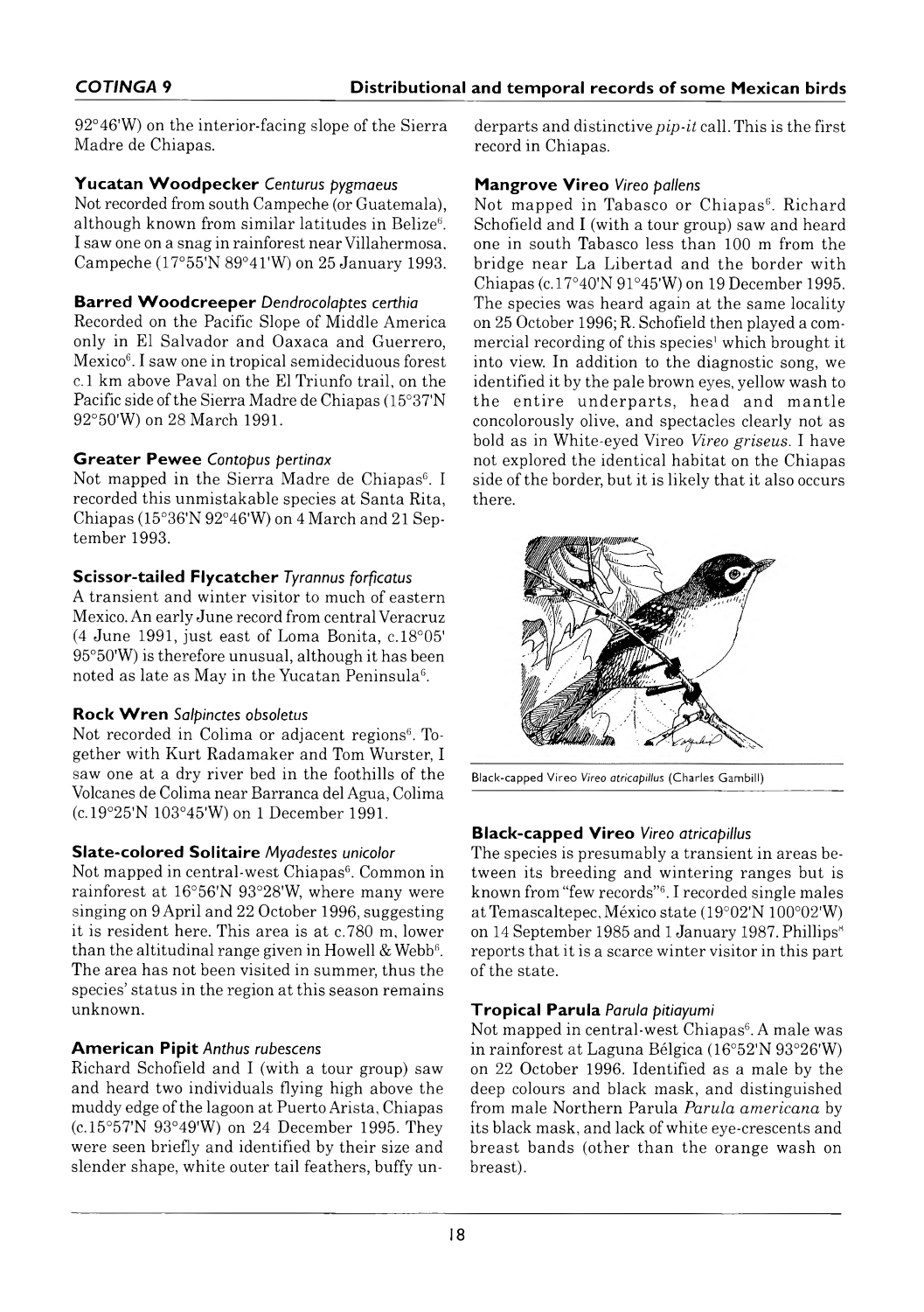92°46'W) on the interior-facing slope of the Sierra Madre de Chiapas.

### Yucatan Woodpecker *Centurus pygmaeus*

Not recorded from south Campeche (or Guatemala), although known from similar latitudes in Belize[6]. I saw one on a snag in rainforest near Villahermosa, Campeche (17°55'N 89°41'W) on 25 January 1993.

### Barred Woodcreeper *Dendrocolaptes certhia*

Recorded on the Pacific Slope of Middle America only in El Salvador and Oaxaca and Guerrero, Mexico[6]. I saw one in tropical semideciduous forest c.1 km above Paval on the El Triunfo trail, on the Pacific side of the Sierra Madre de Chiapas (15°37'N 92°50'W) on 28 March 1991.

### Greater Pewee *Contopus pertinax*

Not mapped in the Sierra Madre de Chiapas[6]. I recorded this unmistakable species at Santa Rita, Chiapas (15°36'N 92°46'W) on 4 March and 21 September 1993.

### Scissor-tailed Flycatcher *Tyrannus forficatus*

A transient and winter visitor to much of eastern Mexico. An early June record from central Veracruz (4 June 1991, just east of Loma Bonita, c.18°05' 95°50'W) is therefore unusual, although it has been noted as late as May in the Yucatan Peninsula[6].

### Rock Wren *Salpinctes obsoletus*

Not recorded in Colima or adjacent regions[6]. Together with Kurt Radamaker and Tom Wurster, I saw one at a dry river bed in the foothills of the Volcanes de Colima near Barranca del Agua, Colima (c.19°25'N 103°45'W) on 1 December 1991.

### Slate-colored Solitaire *Myadestes unicolor*

Not mapped in central-west Chiapas[6]. Common in rainforest at 16°56'N 93°28'W, where many were singing on 9 April and 22 October 1996, suggesting it is resident here. This area is at c.780 m, lower than the altitudinal range given in Howell & Webb[6]. The area has not been visited in summer, thus the species' status in the region at this season remains unknown.

### American Pipit *Anthus rubescens*

Richard Schofield and I (with a tour group) saw and heard two individuals flying high above the muddy edge of the lagoon at Puerto Arista, Chiapas (c.15°57'N 93°49'W) on 24 December 1995. They were seen briefly and identified by their size and slender shape, white outer tail feathers, buffy underparts and distinctive *pip-it* call. This is the first record in Chiapas.

### Mangrove Vireo *Vireo pallens*

Not mapped in Tabasco or Chiapas[6]. Richard Schofield and I (with a tour group) saw and heard one in south Tabasco less than 100 m from the bridge near La Libertad and the border with Chiapas (c.17°40'N 91°45'W) on 19 December 1995. The species was heard again at the same locality on 25 October 1996; R. Schofield then played a commercial recording of this species[1] which brought it into view. In addition to the diagnostic song, we identified it by the pale brown eyes, yellow wash to the entire underparts, head and mantle concolorously olive, and spectacles clearly not as bold as in White-eyed Vireo *Vireo griseus*. I have not explored the identical habitat on the Chiapas side of the border, but it is likely that it also occurs there.

Black-capped Vireo *Vireo atricapillus* (Charles Gambill)

### Black-capped Vireo *Vireo atricapillus*

The species is presumably a transient in areas between its breeding and wintering ranges but is known from "few records"[6]. I recorded single males at Temascaltepec, México state (19°02'N 100°02'W) on 14 September 1985 and 1 January 1987. Phillips[8] reports that it is a scarce winter visitor in this part of the state.

### Tropical Parula *Parula pitiayumi*

Not mapped in central-west Chiapas[6]. A male was in rainforest at Laguna Bélgica (16°52'N 93°26'W) on 22 October 1996. Identified as a male by the deep colours and black mask, and distinguished from male Northern Parula *Parula americana* by its black mask, and lack of white eye-crescents and breast bands (other than the orange wash on breast).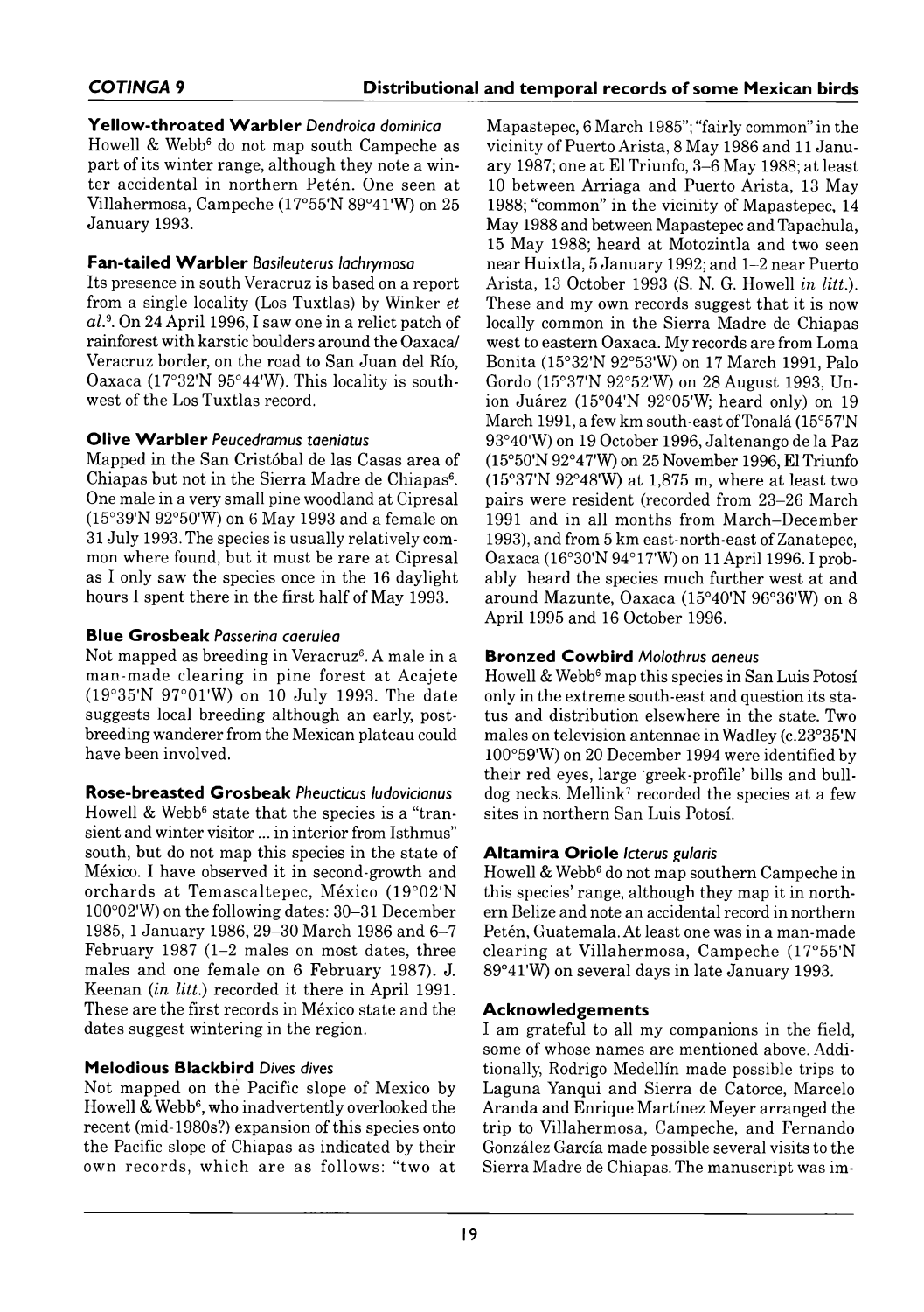**Yellow-throated Warbler** *Dendroica dominica*
Howell & Webb[6] do not map south Campeche as part of its winter range, although they note a winter accidental in northern Petén. One seen at Villahermosa, Campeche (17°55'N 89°41'W) on 25 January 1993.

**Fan-tailed Warbler** *Basileuterus lachrymosa*
Its presence in south Veracruz is based on a report from a single locality (Los Tuxtlas) by Winker *et al.*[9]. On 24 April 1996, I saw one in a relict patch of rainforest with karstic boulders around the Oaxaca/Veracruz border, on the road to San Juan del Río, Oaxaca (17°32'N 95°44'W). This locality is south-west of the Los Tuxtlas record.

**Olive Warbler** *Peucedramus taeniatus*
Mapped in the San Cristóbal de las Casas area of Chiapas but not in the Sierra Madre de Chiapas[6]. One male in a very small pine woodland at Cipresal (15°39'N 92°50'W) on 6 May 1993 and a female on 31 July 1993. The species is usually relatively common where found, but it must be rare at Cipresal as I only saw the species once in the 16 daylight hours I spent there in the first half of May 1993.

**Blue Grosbeak** *Passerina caerulea*
Not mapped as breeding in Veracruz[6]. A male in a man-made clearing in pine forest at Acajete (19°35'N 97°01'W) on 10 July 1993. The date suggests local breeding although an early, post-breeding wanderer from the Mexican plateau could have been involved.

**Rose-breasted Grosbeak** *Pheucticus ludovicianus*
Howell & Webb[6] state that the species is a "transient and winter visitor ... in interior from Isthmus" south, but do not map this species in the state of México. I have observed it in second-growth and orchards at Temascaltepec, México (19°02'N 100°02'W) on the following dates: 30–31 December 1985, 1 January 1986, 29–30 March 1986 and 6–7 February 1987 (1–2 males on most dates, three males and one female on 6 February 1987). J. Keenan (*in litt.*) recorded it there in April 1991. These are the first records in México state and the dates suggest wintering in the region.

**Melodious Blackbird** *Dives dives*
Not mapped on the Pacific slope of Mexico by Howell & Webb[6], who inadvertently overlooked the recent (mid-1980s?) expansion of this species onto the Pacific slope of Chiapas as indicated by their own records, which are as follows: "two at Mapastepec, 6 March 1985"; "fairly common" in the vicinity of Puerto Arista, 8 May 1986 and 11 January 1987; one at El Triunfo, 3–6 May 1988; at least 10 between Arriaga and Puerto Arista, 13 May 1988; "common" in the vicinity of Mapastepec, 14 May 1988 and between Mapastepec and Tapachula, 15 May 1988; heard at Motozintla and two seen near Huixtla, 5 January 1992; and 1–2 near Puerto Arista, 13 October 1993 (S. N. G. Howell *in litt.*). These and my own records suggest that it is now locally common in the Sierra Madre de Chiapas west to eastern Oaxaca. My records are from Loma Bonita (15°32'N 92°53'W) on 17 March 1991, Palo Gordo (15°37'N 92°52'W) on 28 August 1993, Union Juárez (15°04'N 92°05'W; heard only) on 19 March 1991, a few km south-east of Tonalá (15°57'N 93°40'W) on 19 October 1996, Jaltenango de la Paz (15°50'N 92°47'W) on 25 November 1996, El Triunfo (15°37'N 92°48'W) at 1,875 m, where at least two pairs were resident (recorded from 23–26 March 1991 and in all months from March–December 1993), and from 5 km east-north-east of Zanatepec, Oaxaca (16°30'N 94°17'W) on 11 April 1996. I probably heard the species much further west at and around Mazunte, Oaxaca (15°40'N 96°36'W) on 8 April 1995 and 16 October 1996.

**Bronzed Cowbird** *Molothrus aeneus*
Howell & Webb[6] map this species in San Luis Potosí only in the extreme south-east and question its status and distribution elsewhere in the state. Two males on television antennae in Wadley (c.23°35'N 100°59'W) on 20 December 1994 were identified by their red eyes, large 'greek-profile' bills and bull-dog necks. Mellink[7] recorded the species at a few sites in northern San Luis Potosí.

**Altamira Oriole** *Icterus gularis*
Howell & Webb[6] do not map southern Campeche in this species' range, although they map it in northern Belize and note an accidental record in northern Petén, Guatemala. At least one was in a man-made clearing at Villahermosa, Campeche (17°55'N 89°41'W) on several days in late January 1993.

## Acknowledgements

I am grateful to all my companions in the field, some of whose names are mentioned above. Additionally, Rodrigo Medellín made possible trips to Laguna Yanqui and Sierra de Catorce, Marcelo Aranda and Enrique Martínez Meyer arranged the trip to Villahermosa, Campeche, and Fernando González García made possible several visits to the Sierra Madre de Chiapas. The manuscript was im-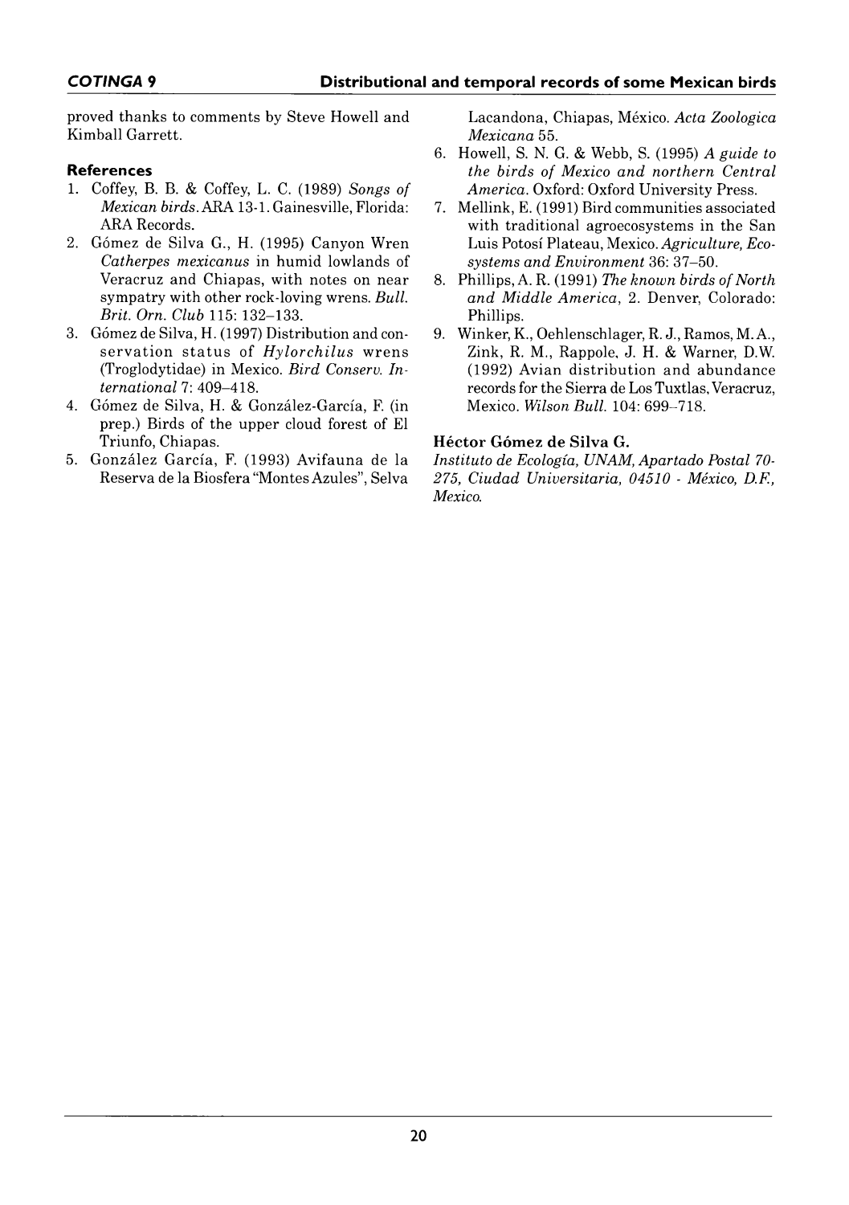proved thanks to comments by Steve Howell and Kimball Garrett.

### References

1. Coffey, B. B. & Coffey, L. C. (1989) *Songs of Mexican birds*. ARA 13-1. Gainesville, Florida: ARA Records.
2. Gómez de Silva G., H. (1995) Canyon Wren *Catherpes mexicanus* in humid lowlands of Veracruz and Chiapas, with notes on near sympatry with other rock-loving wrens. *Bull. Brit. Orn. Club* 115: 132–133.
3. Gómez de Silva, H. (1997) Distribution and conservation status of *Hylorchilus* wrens (Troglodytidae) in Mexico. *Bird Conserv. International* 7: 409–418.
4. Gómez de Silva, H. & González-García, F. (in prep.) Birds of the upper cloud forest of El Triunfo, Chiapas.
5. González García, F. (1993) Avifauna de la Reserva de la Biosfera "Montes Azules", Selva Lacandona, Chiapas, México. *Acta Zoologica Mexicana* 55.
6. Howell, S. N. G. & Webb, S. (1995) *A guide to the birds of Mexico and northern Central America*. Oxford: Oxford University Press.
7. Mellink, E. (1991) Bird communities associated with traditional agroecosystems in the San Luis Potosí Plateau, Mexico. *Agriculture, Ecosystems and Environment* 36: 37–50.
8. Phillips, A. R. (1991) *The known birds of North and Middle America*, 2. Denver, Colorado: Phillips.
9. Winker, K., Oehlenschlager, R. J., Ramos, M. A., Zink, R. M., Rappole, J. H. & Warner, D.W. (1992) Avian distribution and abundance records for the Sierra de Los Tuxtlas, Veracruz, Mexico. *Wilson Bull.* 104: 699–718.

**Héctor Gómez de Silva G.**

*Instituto de Ecología, UNAM, Apartado Postal 70-275, Ciudad Universitaria, 04510 - México, D.F., Mexico.*